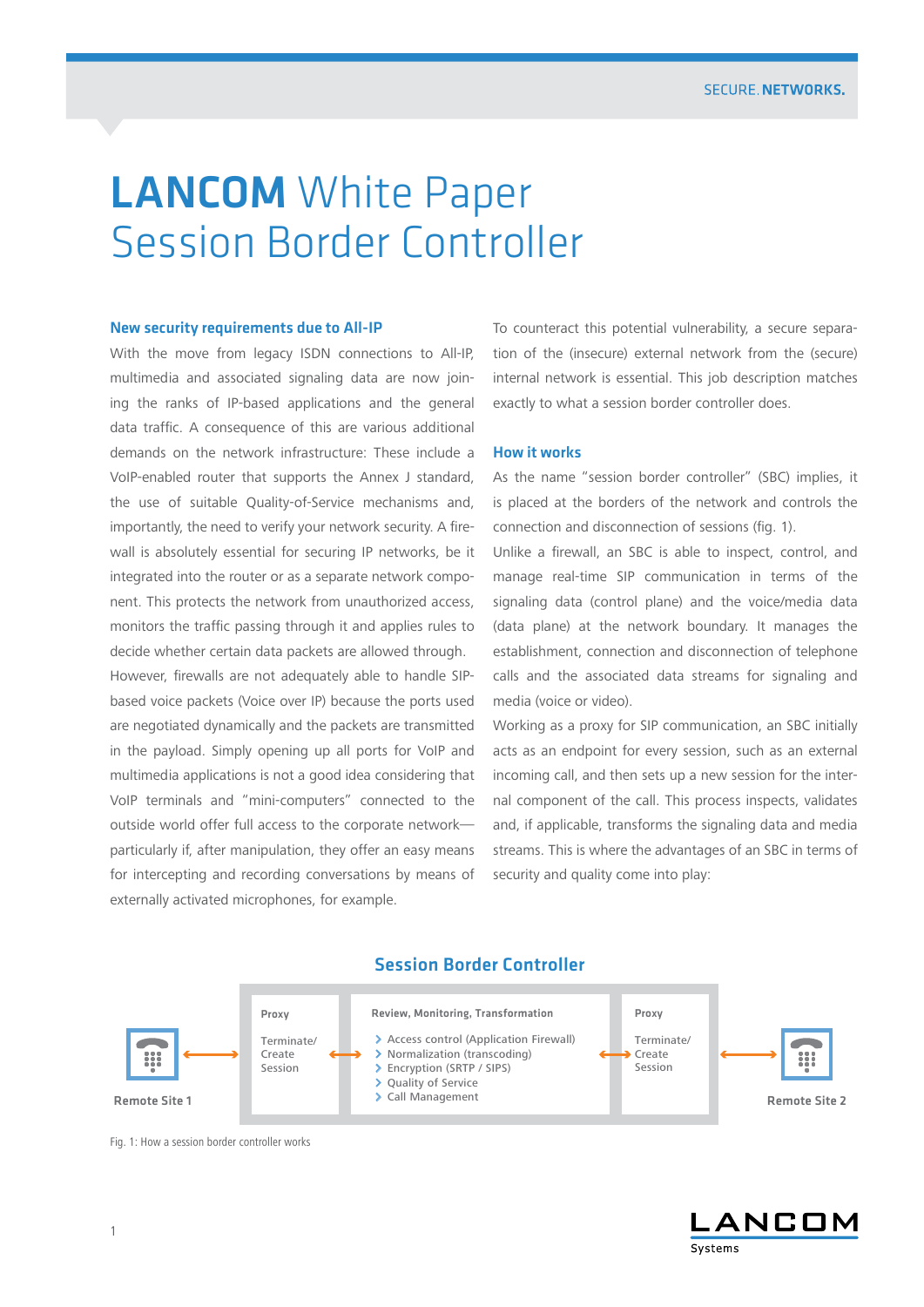# LANCOM White Paper Session Border Controller

## New security requirements due to All-IP

With the move from legacy ISDN connections to All-IP, multimedia and associated signaling data are now joining the ranks of IP-based applications and the general data traffic. A consequence of this are various additional demands on the network infrastructure: These include a VoIP-enabled router that supports the Annex J standard, the use of suitable Quality-of-Service mechanisms and, importantly, the need to verify your network security. A firewall is absolutely essential for securing IP networks, be it integrated into the router or as a separate network component. This protects the network from unauthorized access, monitors the traffic passing through it and applies rules to decide whether certain data packets are allowed through.

However, firewalls are not adequately able to handle SIP-based voice packets (Voice over IP) because the ports used are negotiated dynamically and the packets are transmitted in the payload. Simply opening up all ports for VoIP and multimedia applications is not a good idea considering that VoIP terminals and "mini-computers" connected to the outside world offer full access to the corporate network—particularly if, after manipulation, they offer an easy means for intercepting and recording conversations by means of externally activated microphones, for example.

To counteract this potential vulnerability, a secure separation of the (insecure) external network from the (secure) internal network is essential. This job description matches exactly to what a session border controller does.

## How it works

As the name "session border controller" (SBC) implies, it is placed at the borders of the network and controls the connection and disconnection of sessions (fig. 1).

Unlike a firewall, an SBC is able to inspect, control, and manage real-time SIP communication in terms of the signaling data (control plane) and the voice/media data (data plane) at the network boundary. It manages the establishment, connection and disconnection of telephone calls and the associated data streams for signaling and media (voice or video).

Working as a proxy for SIP communication, an SBC initially acts as an endpoint for every session, such as an external incoming call, and then sets up a new session for the internal component of the call. This process inspects, validates and, if applicable, transforms the signaling data and media streams. This is where the advantages of an SBC in terms of security and quality come into play:

**Session Border Controller**

Remote Site 1 ⟷ **Proxy** (Terminate/ Create Session) ⟷ **Review, Monitoring, Transformation** (› Access control (Application Firewall) › Normalization (transcoding) › Encryption (SRTP / SIPS) › Quality of Service › Call Management) ⟷ **Proxy** (Terminate/ Create Session) ⟷ Remote Site 2

Fig. 1: How a session border controller works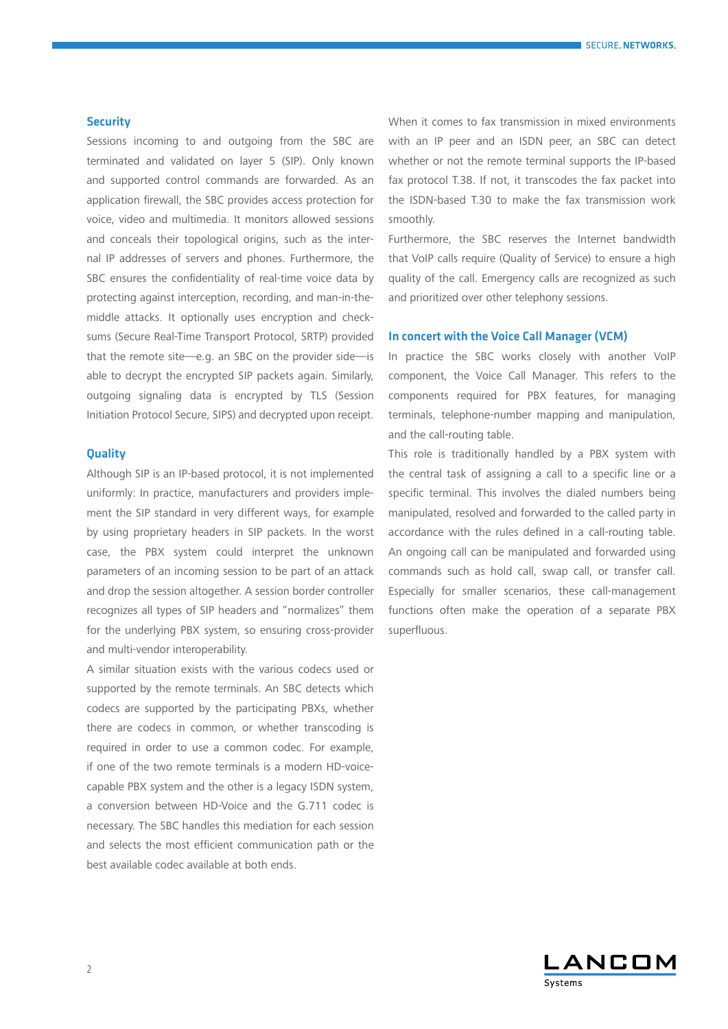## Security

Sessions incoming to and outgoing from the SBC are terminated and validated on layer 5 (SIP). Only known and supported control commands are forwarded. As an application firewall, the SBC provides access protection for voice, video and multimedia. It monitors allowed sessions and conceals their topological origins, such as the internal IP addresses of servers and phones. Furthermore, the SBC ensures the confidentiality of real-time voice data by protecting against interception, recording, and man-in-the-middle attacks. It optionally uses encryption and checksums (Secure Real-Time Transport Protocol, SRTP) provided that the remote site—e.g. an SBC on the provider side—is able to decrypt the encrypted SIP packets again. Similarly, outgoing signaling data is encrypted by TLS (Session Initiation Protocol Secure, SIPS) and decrypted upon receipt.

## Quality

Although SIP is an IP-based protocol, it is not implemented uniformly: In practice, manufacturers and providers implement the SIP standard in very different ways, for example by using proprietary headers in SIP packets. In the worst case, the PBX system could interpret the unknown parameters of an incoming session to be part of an attack and drop the session altogether. A session border controller recognizes all types of SIP headers and "normalizes" them for the underlying PBX system, so ensuring cross-provider and multi-vendor interoperability.

A similar situation exists with the various codecs used or supported by the remote terminals. An SBC detects which codecs are supported by the participating PBXs, whether there are codecs in common, or whether transcoding is required in order to use a common codec. For example, if one of the two remote terminals is a modern HD-voice-capable PBX system and the other is a legacy ISDN system, a conversion between HD-Voice and the G.711 codec is necessary. The SBC handles this mediation for each session and selects the most efficient communication path or the best available codec available at both ends.

When it comes to fax transmission in mixed environments with an IP peer and an ISDN peer, an SBC can detect whether or not the remote terminal supports the IP-based fax protocol T.38. If not, it transcodes the fax packet into the ISDN-based T.30 to make the fax transmission work smoothly.

Furthermore, the SBC reserves the Internet bandwidth that VoIP calls require (Quality of Service) to ensure a high quality of the call. Emergency calls are recognized as such and prioritized over other telephony sessions.

## In concert with the Voice Call Manager (VCM)

In practice the SBC works closely with another VoIP component, the Voice Call Manager. This refers to the components required for PBX features, for managing terminals, telephone-number mapping and manipulation, and the call-routing table.

This role is traditionally handled by a PBX system with the central task of assigning a call to a specific line or a specific terminal. This involves the dialed numbers being manipulated, resolved and forwarded to the called party in accordance with the rules defined in a call-routing table. An ongoing call can be manipulated and forwarded using commands such as hold call, swap call, or transfer call. Especially for smaller scenarios, these call-management functions often make the operation of a separate PBX superfluous.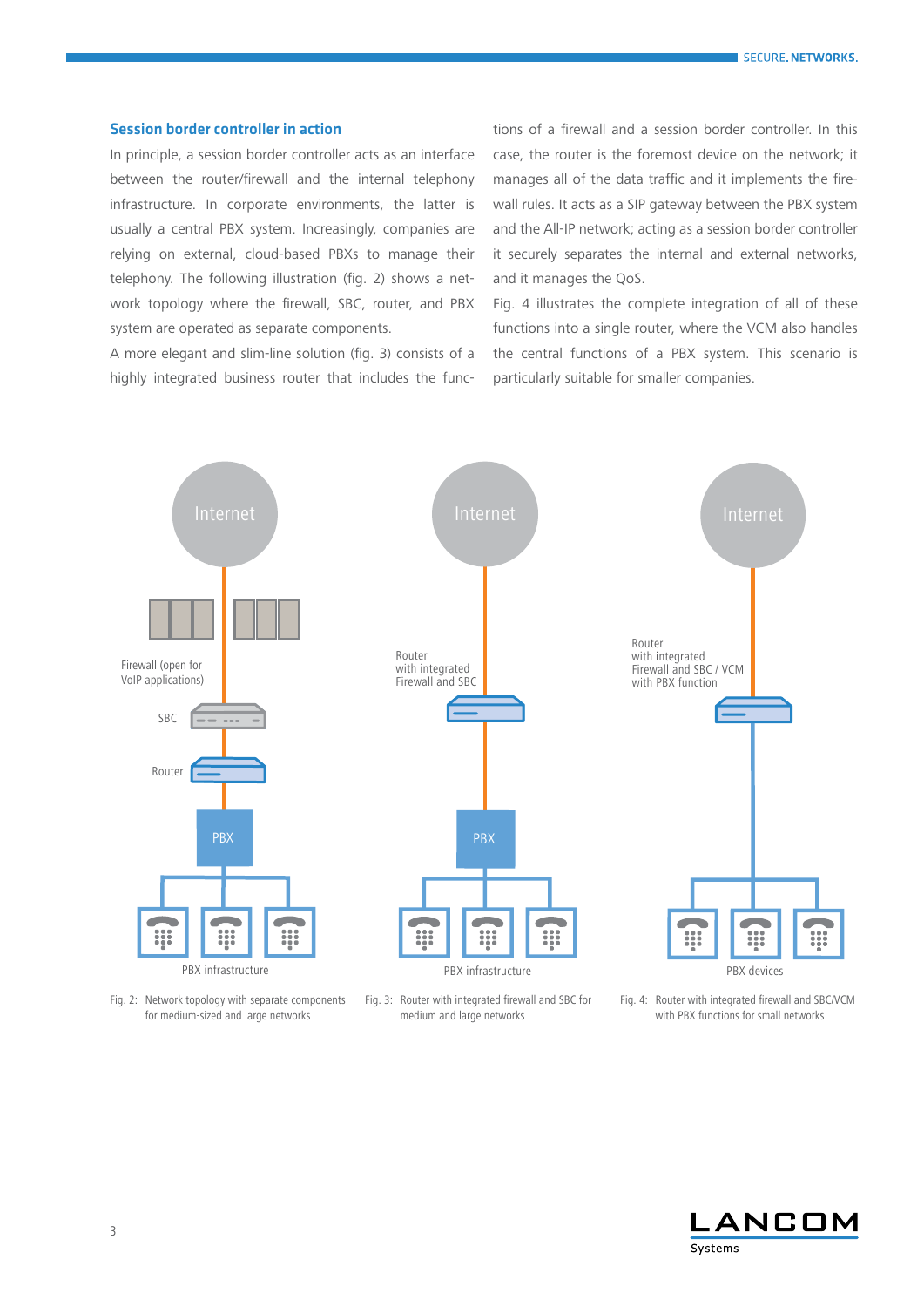## Session border controller in action

In principle, a session border controller acts as an interface between the router/firewall and the internal telephony infrastructure. In corporate environments, the latter is usually a central PBX system. Increasingly, companies are relying on external, cloud-based PBXs to manage their telephony. The following illustration (fig. 2) shows a network topology where the firewall, SBC, router, and PBX system are operated as separate components.

A more elegant and slim-line solution (fig. 3) consists of a highly integrated business router that includes the functions of a firewall and a session border controller. In this case, the router is the foremost device on the network; it manages all of the data traffic and it implements the firewall rules. It acts as a SIP gateway between the PBX system and the All-IP network; acting as a session border controller it securely separates the internal and external networks, and it manages the QoS.

Fig. 4 illustrates the complete integration of all of these functions into a single router, where the VCM also handles the central functions of a PBX system. This scenario is particularly suitable for smaller companies.

Internet

Firewall (open for VoIP applications)

SBC

Router

PBX

PBX infrastructure

Fig. 2: Network topology with separate components for medium-sized and large networks

Internet

Router with integrated Firewall and SBC

PBX

PBX infrastructure

Fig. 3: Router with integrated firewall and SBC for medium and large networks

Internet

Router with integrated Firewall and SBC / VCM with PBX function

PBX devices

Fig. 4: Router with integrated firewall and SBC/VCM with PBX functions for small networks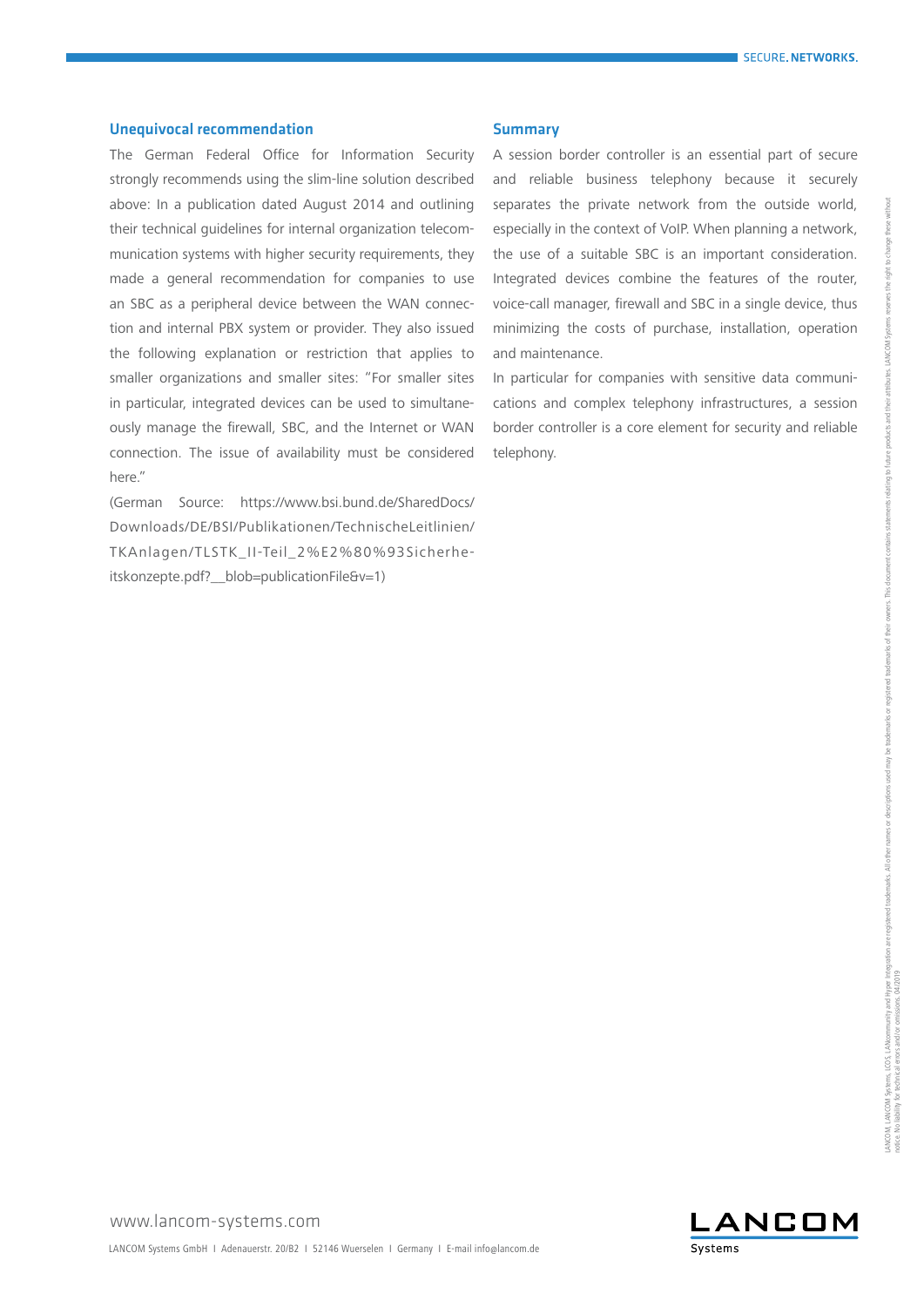## Unequivocal recommendation

The German Federal Office for Information Security strongly recommends using the slim-line solution described above: In a publication dated August 2014 and outlining their technical guidelines for internal organization telecommunication systems with higher security requirements, they made a general recommendation for companies to use an SBC as a peripheral device between the WAN connection and internal PBX system or provider. They also issued the following explanation or restriction that applies to smaller organizations and smaller sites: "For smaller sites in particular, integrated devices can be used to simultaneously manage the firewall, SBC, and the Internet or WAN connection. The issue of availability must be considered here."

(German Source: https://www.bsi.bund.de/SharedDocs/Downloads/DE/BSI/Publikationen/TechnischeLeitlinien/TKAnlagen/TLSTK_II-Teil_2%E2%80%93Sicherheitskonzepte.pdf?__blob=publicationFile&v=1)

## Summary

A session border controller is an essential part of secure and reliable business telephony because it securely separates the private network from the outside world, especially in the context of VoIP. When planning a network, the use of a suitable SBC is an important consideration. Integrated devices combine the features of the router, voice-call manager, firewall and SBC in a single device, thus minimizing the costs of purchase, installation, operation and maintenance.

In particular for companies with sensitive data communications and complex telephony infrastructures, a session border controller is a core element for security and reliable telephony.

www.lancom-systems.com

LANCOM Systems GmbH I Adenauerstr. 20/B2 I 52146 Wuerselen I Germany I E-mail info@lancom.de

LANCOM, LANCOM Systems, LCOS, LANcommunity and Hyper Integration are registered trademarks. All other names or descriptions used may be trademarks or registered trademarks of their owners. This document contains statements relating to future products and their attributes. LANCOM Systems reserves the right to change these without notice. No liability for technical errors and/or omissions. 04/2019